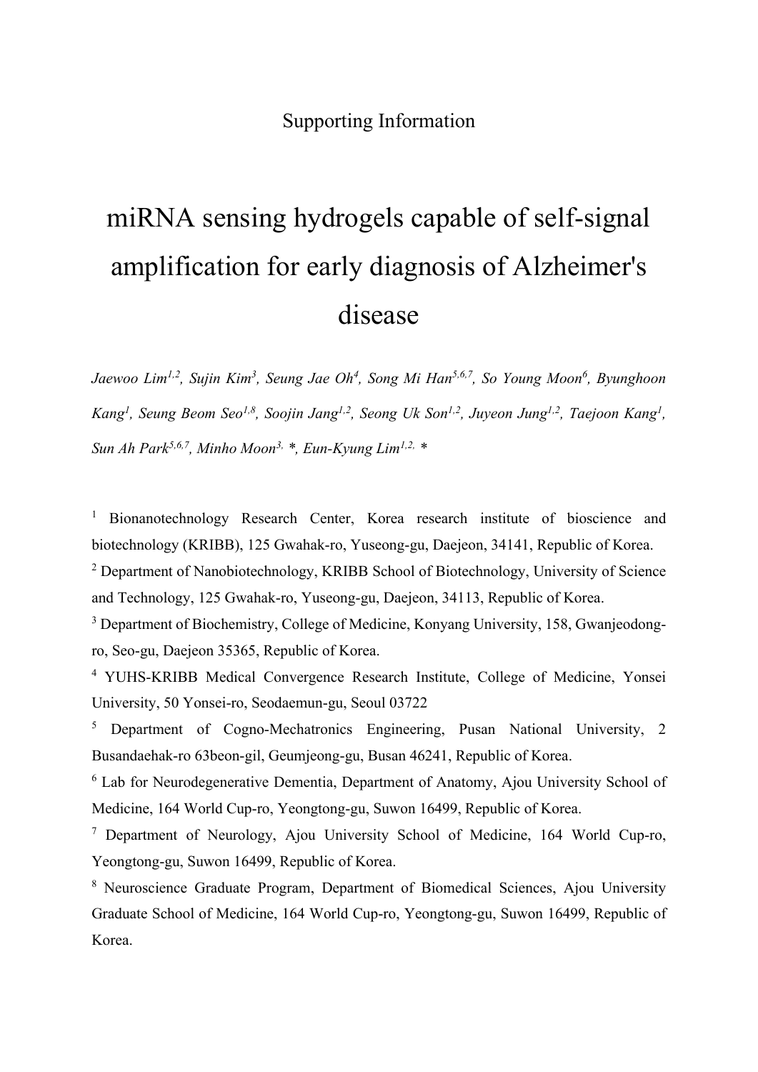Supporting Information

# miRNA sensing hydrogels capable of self-signal amplification for early diagnosis of Alzheimer's disease

*Jaewoo Lim[1,2], Sujin Kim[3], Seung Jae Oh[4], Song Mi Han[5,6,7], So Young Moon[6], Byunghoon Kang[1], Seung Beom Seo[1,8], Soojin Jang[1,2], Seong Uk Son[1,2], Juyeon Jung[1,2], Taejoon Kang[1], Sun Ah Park[5,6,7], Minho Moon[3,] \*, Eun-Kyung Lim[1,2,] \**

[1] Bionanotechnology Research Center, Korea research institute of bioscience and biotechnology (KRIBB), 125 Gwahak-ro, Yuseong-gu, Daejeon, 34141, Republic of Korea.

[2] Department of Nanobiotechnology, KRIBB School of Biotechnology, University of Science and Technology, 125 Gwahak-ro, Yuseong-gu, Daejeon, 34113, Republic of Korea.

[3] Department of Biochemistry, College of Medicine, Konyang University, 158, Gwanjeodong-ro, Seo-gu, Daejeon 35365, Republic of Korea.

[4] YUHS-KRIBB Medical Convergence Research Institute, College of Medicine, Yonsei University, 50 Yonsei-ro, Seodaemun-gu, Seoul 03722

[5] Department of Cogno-Mechatronics Engineering, Pusan National University, 2 Busandaehak-ro 63beon-gil, Geumjeong-gu, Busan 46241, Republic of Korea.

[6] Lab for Neurodegenerative Dementia, Department of Anatomy, Ajou University School of Medicine, 164 World Cup-ro, Yeongtong-gu, Suwon 16499, Republic of Korea.

[7] Department of Neurology, Ajou University School of Medicine, 164 World Cup-ro, Yeongtong-gu, Suwon 16499, Republic of Korea.

[8] Neuroscience Graduate Program, Department of Biomedical Sciences, Ajou University Graduate School of Medicine, 164 World Cup-ro, Yeongtong-gu, Suwon 16499, Republic of Korea.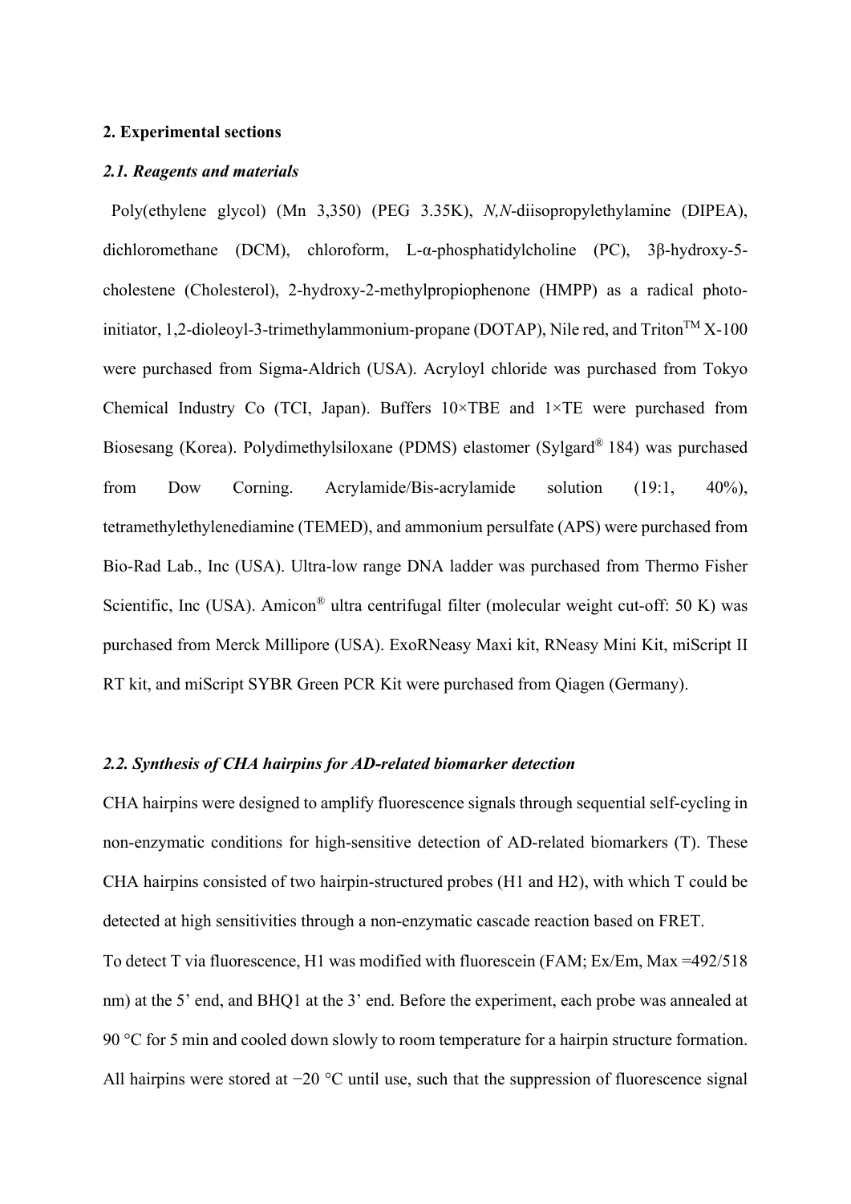## 2. Experimental sections

### *2.1. Reagents and materials*

Poly(ethylene glycol) (Mn 3,350) (PEG 3.35K), *N,N*-diisopropylethylamine (DIPEA), dichloromethane (DCM), chloroform, L-α-phosphatidylcholine (PC), 3β-hydroxy-5-cholestene (Cholesterol), 2-hydroxy-2-methylpropiophenone (HMPP) as a radical photo-initiator, 1,2-dioleoyl-3-trimethylammonium-propane (DOTAP), Nile red, and Triton™ X-100 were purchased from Sigma-Aldrich (USA). Acryloyl chloride was purchased from Tokyo Chemical Industry Co (TCI, Japan). Buffers 10×TBE and 1×TE were purchased from Biosesang (Korea). Polydimethylsiloxane (PDMS) elastomer (Sylgard® 184) was purchased from Dow Corning. Acrylamide/Bis-acrylamide solution (19:1, 40%), tetramethylethylenediamine (TEMED), and ammonium persulfate (APS) were purchased from Bio-Rad Lab., Inc (USA). Ultra-low range DNA ladder was purchased from Thermo Fisher Scientific, Inc (USA). Amicon® ultra centrifugal filter (molecular weight cut-off: 50 K) was purchased from Merck Millipore (USA). ExoRNeasy Maxi kit, RNeasy Mini Kit, miScript II RT kit, and miScript SYBR Green PCR Kit were purchased from Qiagen (Germany).

### *2.2. Synthesis of CHA hairpins for AD-related biomarker detection*

CHA hairpins were designed to amplify fluorescence signals through sequential self-cycling in non-enzymatic conditions for high-sensitive detection of AD-related biomarkers (T). These CHA hairpins consisted of two hairpin-structured probes (H1 and H2), with which T could be detected at high sensitivities through a non-enzymatic cascade reaction based on FRET.

To detect T via fluorescence, H1 was modified with fluorescein (FAM; Ex/Em, Max =492/518 nm) at the 5' end, and BHQ1 at the 3' end. Before the experiment, each probe was annealed at 90 °C for 5 min and cooled down slowly to room temperature for a hairpin structure formation. All hairpins were stored at −20 °C until use, such that the suppression of fluorescence signal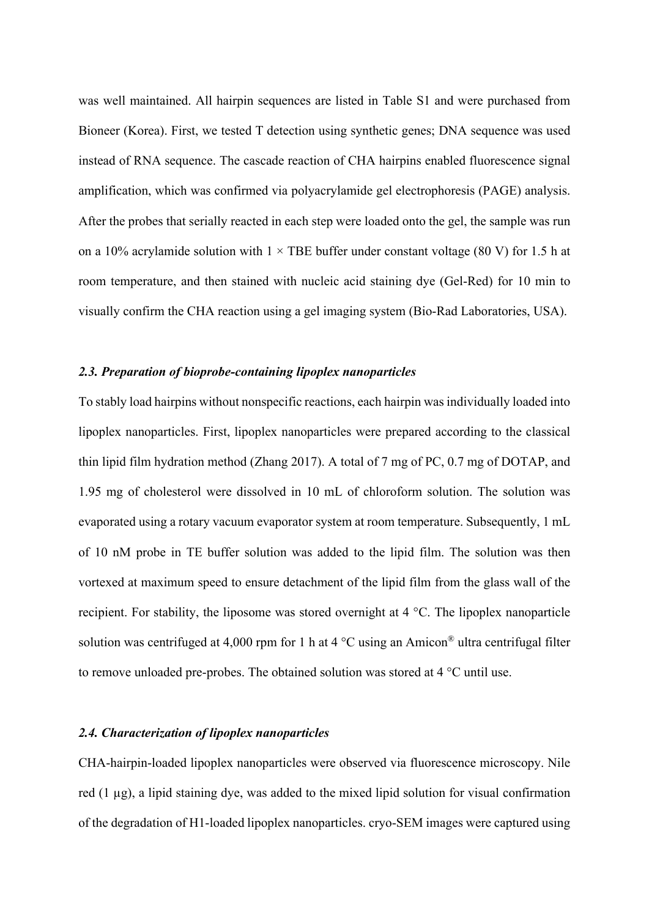was well maintained. All hairpin sequences are listed in Table S1 and were purchased from Bioneer (Korea). First, we tested T detection using synthetic genes; DNA sequence was used instead of RNA sequence. The cascade reaction of CHA hairpins enabled fluorescence signal amplification, which was confirmed via polyacrylamide gel electrophoresis (PAGE) analysis. After the probes that serially reacted in each step were loaded onto the gel, the sample was run on a 10% acrylamide solution with 1 × TBE buffer under constant voltage (80 V) for 1.5 h at room temperature, and then stained with nucleic acid staining dye (Gel-Red) for 10 min to visually confirm the CHA reaction using a gel imaging system (Bio-Rad Laboratories, USA).

### *2.3. Preparation of bioprobe-containing lipoplex nanoparticles*

To stably load hairpins without nonspecific reactions, each hairpin was individually loaded into lipoplex nanoparticles. First, lipoplex nanoparticles were prepared according to the classical thin lipid film hydration method (Zhang 2017). A total of 7 mg of PC, 0.7 mg of DOTAP, and 1.95 mg of cholesterol were dissolved in 10 mL of chloroform solution. The solution was evaporated using a rotary vacuum evaporator system at room temperature. Subsequently, 1 mL of 10 nM probe in TE buffer solution was added to the lipid film. The solution was then vortexed at maximum speed to ensure detachment of the lipid film from the glass wall of the recipient. For stability, the liposome was stored overnight at 4 °C. The lipoplex nanoparticle solution was centrifuged at 4,000 rpm for 1 h at 4 °C using an Amicon® ultra centrifugal filter to remove unloaded pre-probes. The obtained solution was stored at 4 °C until use.

### *2.4. Characterization of lipoplex nanoparticles*

CHA-hairpin-loaded lipoplex nanoparticles were observed via fluorescence microscopy. Nile red (1 μg), a lipid staining dye, was added to the mixed lipid solution for visual confirmation of the degradation of H1-loaded lipoplex nanoparticles. cryo-SEM images were captured using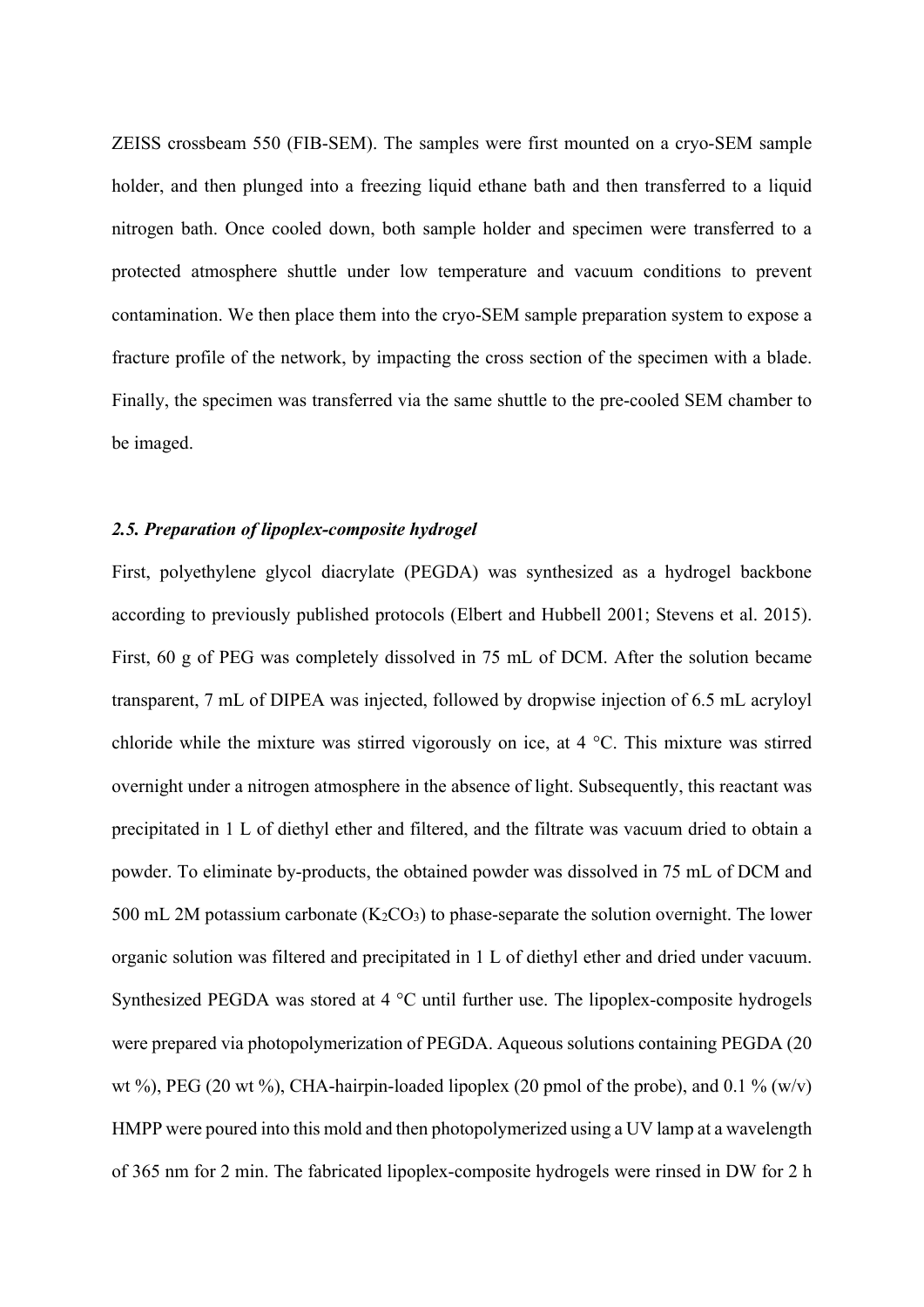ZEISS crossbeam 550 (FIB-SEM). The samples were first mounted on a cryo-SEM sample holder, and then plunged into a freezing liquid ethane bath and then transferred to a liquid nitrogen bath. Once cooled down, both sample holder and specimen were transferred to a protected atmosphere shuttle under low temperature and vacuum conditions to prevent contamination. We then place them into the cryo-SEM sample preparation system to expose a fracture profile of the network, by impacting the cross section of the specimen with a blade. Finally, the specimen was transferred via the same shuttle to the pre-cooled SEM chamber to be imaged.

### *2.5. Preparation of lipoplex-composite hydrogel*

First, polyethylene glycol diacrylate (PEGDA) was synthesized as a hydrogel backbone according to previously published protocols (Elbert and Hubbell 2001; Stevens et al. 2015). First, 60 g of PEG was completely dissolved in 75 mL of DCM. After the solution became transparent, 7 mL of DIPEA was injected, followed by dropwise injection of 6.5 mL acryloyl chloride while the mixture was stirred vigorously on ice, at 4 °C. This mixture was stirred overnight under a nitrogen atmosphere in the absence of light. Subsequently, this reactant was precipitated in 1 L of diethyl ether and filtered, and the filtrate was vacuum dried to obtain a powder. To eliminate by-products, the obtained powder was dissolved in 75 mL of DCM and 500 mL 2M potassium carbonate ($K_2CO_3$) to phase-separate the solution overnight. The lower organic solution was filtered and precipitated in 1 L of diethyl ether and dried under vacuum. Synthesized PEGDA was stored at 4 °C until further use. The lipoplex-composite hydrogels were prepared via photopolymerization of PEGDA. Aqueous solutions containing PEGDA (20 wt %), PEG (20 wt %), CHA-hairpin-loaded lipoplex (20 pmol of the probe), and 0.1 % (w/v) HMPP were poured into this mold and then photopolymerized using a UV lamp at a wavelength of 365 nm for 2 min. The fabricated lipoplex-composite hydrogels were rinsed in DW for 2 h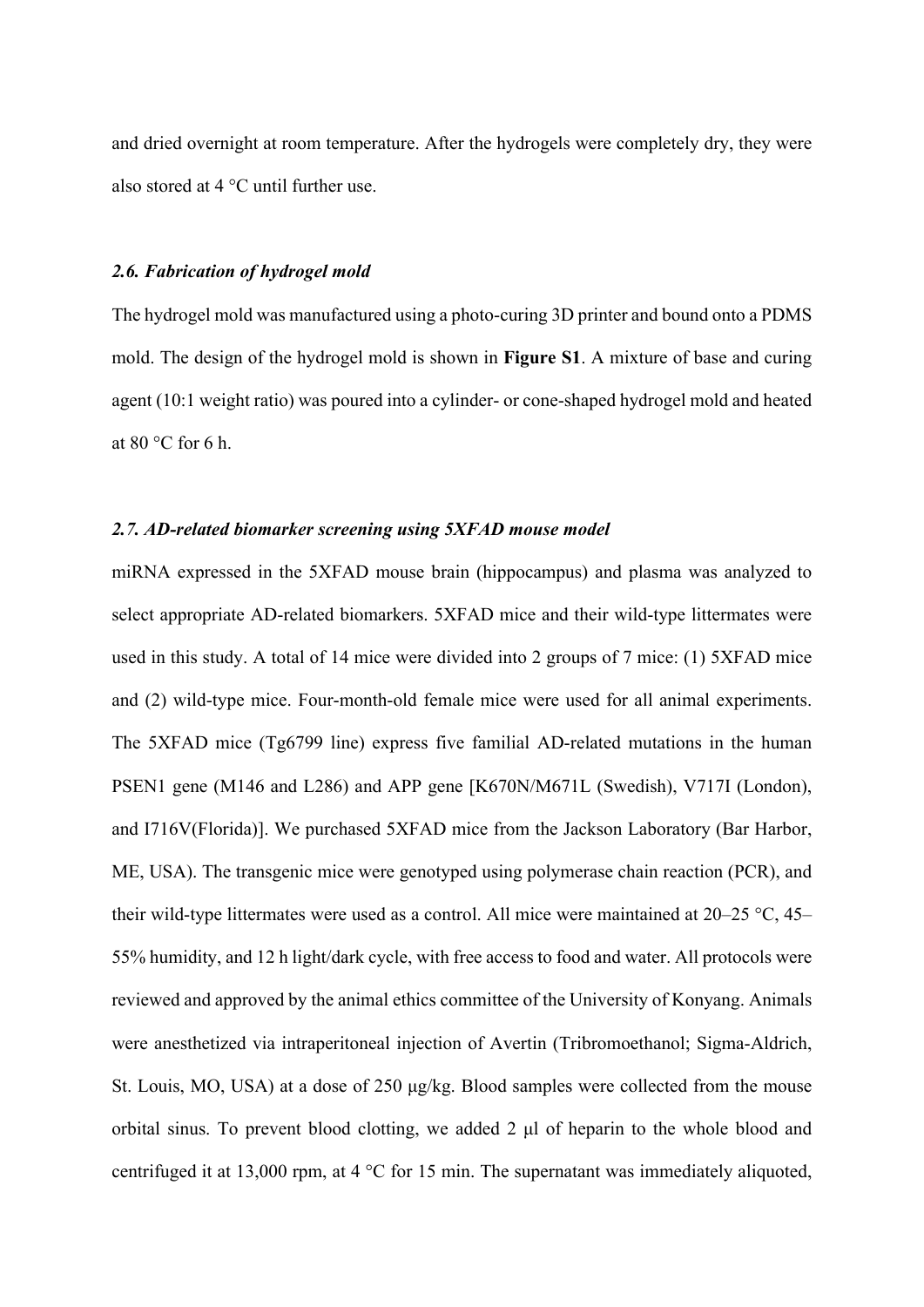and dried overnight at room temperature. After the hydrogels were completely dry, they were also stored at 4 °C until further use.

### *2.6. Fabrication of hydrogel mold*

The hydrogel mold was manufactured using a photo-curing 3D printer and bound onto a PDMS mold. The design of the hydrogel mold is shown in **Figure S1**. A mixture of base and curing agent (10:1 weight ratio) was poured into a cylinder- or cone-shaped hydrogel mold and heated at 80 °C for 6 h.

### *2.7. AD-related biomarker screening using 5XFAD mouse model*

miRNA expressed in the 5XFAD mouse brain (hippocampus) and plasma was analyzed to select appropriate AD-related biomarkers. 5XFAD mice and their wild-type littermates were used in this study. A total of 14 mice were divided into 2 groups of 7 mice: (1) 5XFAD mice and (2) wild-type mice. Four-month-old female mice were used for all animal experiments. The 5XFAD mice (Tg6799 line) express five familial AD-related mutations in the human PSEN1 gene (M146 and L286) and APP gene [K670N/M671L (Swedish), V717I (London), and I716V(Florida)]. We purchased 5XFAD mice from the Jackson Laboratory (Bar Harbor, ME, USA). The transgenic mice were genotyped using polymerase chain reaction (PCR), and their wild-type littermates were used as a control. All mice were maintained at 20–25 °C, 45–55% humidity, and 12 h light/dark cycle, with free access to food and water. All protocols were reviewed and approved by the animal ethics committee of the University of Konyang. Animals were anesthetized via intraperitoneal injection of Avertin (Tribromoethanol; Sigma-Aldrich, St. Louis, MO, USA) at a dose of 250 μg/kg. Blood samples were collected from the mouse orbital sinus. To prevent blood clotting, we added 2 μl of heparin to the whole blood and centrifuged it at 13,000 rpm, at 4 °C for 15 min. The supernatant was immediately aliquoted,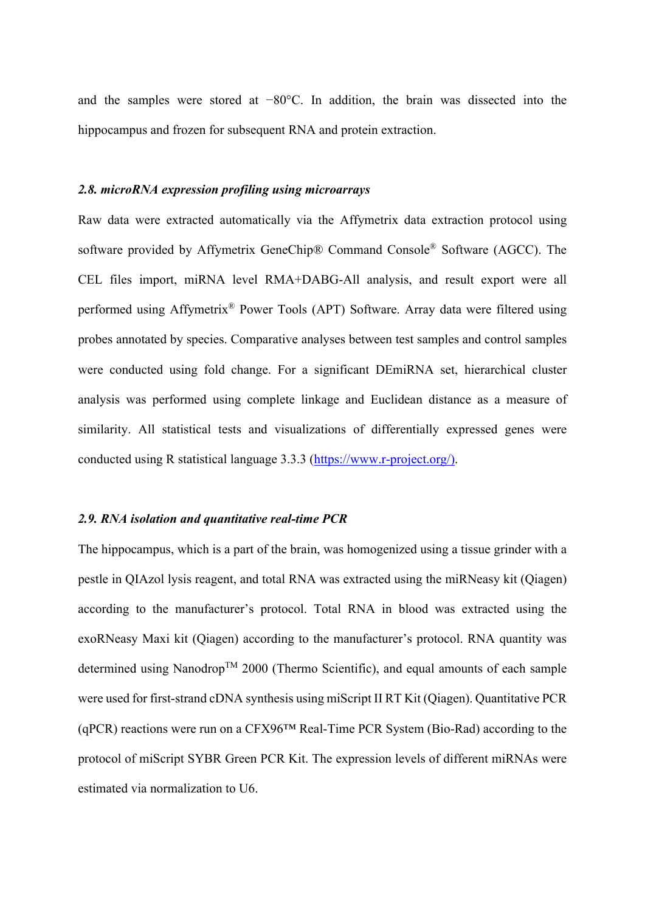and the samples were stored at −80°C. In addition, the brain was dissected into the hippocampus and frozen for subsequent RNA and protein extraction.

### *2.8. microRNA expression profiling using microarrays*

Raw data were extracted automatically via the Affymetrix data extraction protocol using software provided by Affymetrix GeneChip® Command Console® Software (AGCC). The CEL files import, miRNA level RMA+DABG-All analysis, and result export were all performed using Affymetrix® Power Tools (APT) Software. Array data were filtered using probes annotated by species. Comparative analyses between test samples and control samples were conducted using fold change. For a significant DEmiRNA set, hierarchical cluster analysis was performed using complete linkage and Euclidean distance as a measure of similarity. All statistical tests and visualizations of differentially expressed genes were conducted using R statistical language 3.3.3 (https://www.r-project.org/).

### *2.9. RNA isolation and quantitative real-time PCR*

The hippocampus, which is a part of the brain, was homogenized using a tissue grinder with a pestle in QIAzol lysis reagent, and total RNA was extracted using the miRNeasy kit (Qiagen) according to the manufacturer's protocol. Total RNA in blood was extracted using the exoRNeasy Maxi kit (Qiagen) according to the manufacturer's protocol. RNA quantity was determined using Nanodrop™ 2000 (Thermo Scientific), and equal amounts of each sample were used for first-strand cDNA synthesis using miScript II RT Kit (Qiagen). Quantitative PCR (qPCR) reactions were run on a CFX96™ Real-Time PCR System (Bio-Rad) according to the protocol of miScript SYBR Green PCR Kit. The expression levels of different miRNAs were estimated via normalization to U6.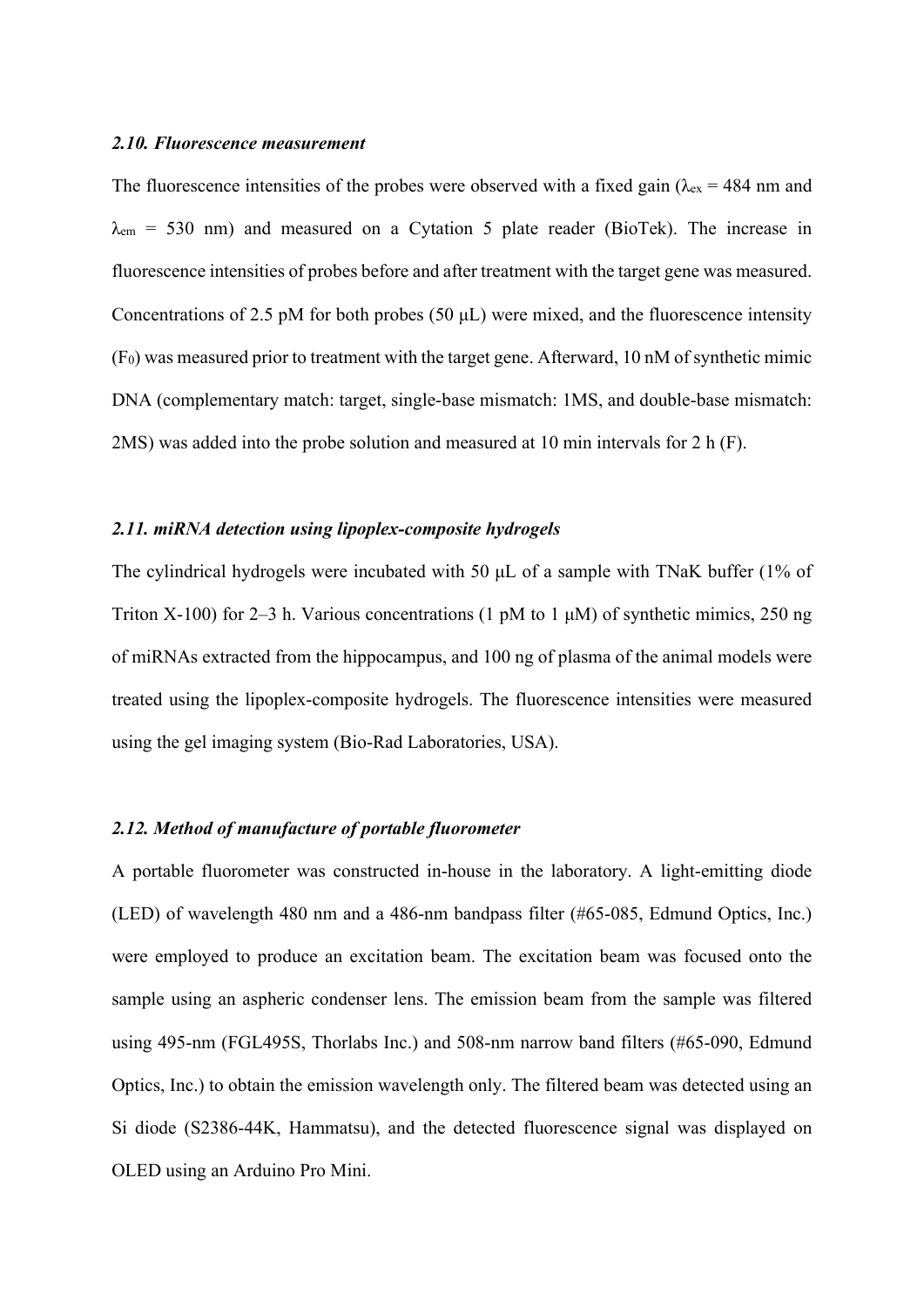### *2.10. Fluorescence measurement*

The fluorescence intensities of the probes were observed with a fixed gain ($\lambda_{ex}$ = 484 nm and $\lambda_{em}$ = 530 nm) and measured on a Cytation 5 plate reader (BioTek). The increase in fluorescence intensities of probes before and after treatment with the target gene was measured. Concentrations of 2.5 pM for both probes (50 μL) were mixed, and the fluorescence intensity ($F_0$) was measured prior to treatment with the target gene. Afterward, 10 nM of synthetic mimic DNA (complementary match: target, single-base mismatch: 1MS, and double-base mismatch: 2MS) was added into the probe solution and measured at 10 min intervals for 2 h (F).

### *2.11. miRNA detection using lipoplex-composite hydrogels*

The cylindrical hydrogels were incubated with 50 μL of a sample with TNaK buffer (1% of Triton X-100) for 2–3 h. Various concentrations (1 pM to 1 μM) of synthetic mimics, 250 ng of miRNAs extracted from the hippocampus, and 100 ng of plasma of the animal models were treated using the lipoplex-composite hydrogels. The fluorescence intensities were measured using the gel imaging system (Bio-Rad Laboratories, USA).

### *2.12. Method of manufacture of portable fluorometer*

A portable fluorometer was constructed in-house in the laboratory. A light-emitting diode (LED) of wavelength 480 nm and a 486-nm bandpass filter (#65-085, Edmund Optics, Inc.) were employed to produce an excitation beam. The excitation beam was focused onto the sample using an aspheric condenser lens. The emission beam from the sample was filtered using 495-nm (FGL495S, Thorlabs Inc.) and 508-nm narrow band filters (#65-090, Edmund Optics, Inc.) to obtain the emission wavelength only. The filtered beam was detected using an Si diode (S2386-44K, Hammatsu), and the detected fluorescence signal was displayed on OLED using an Arduino Pro Mini.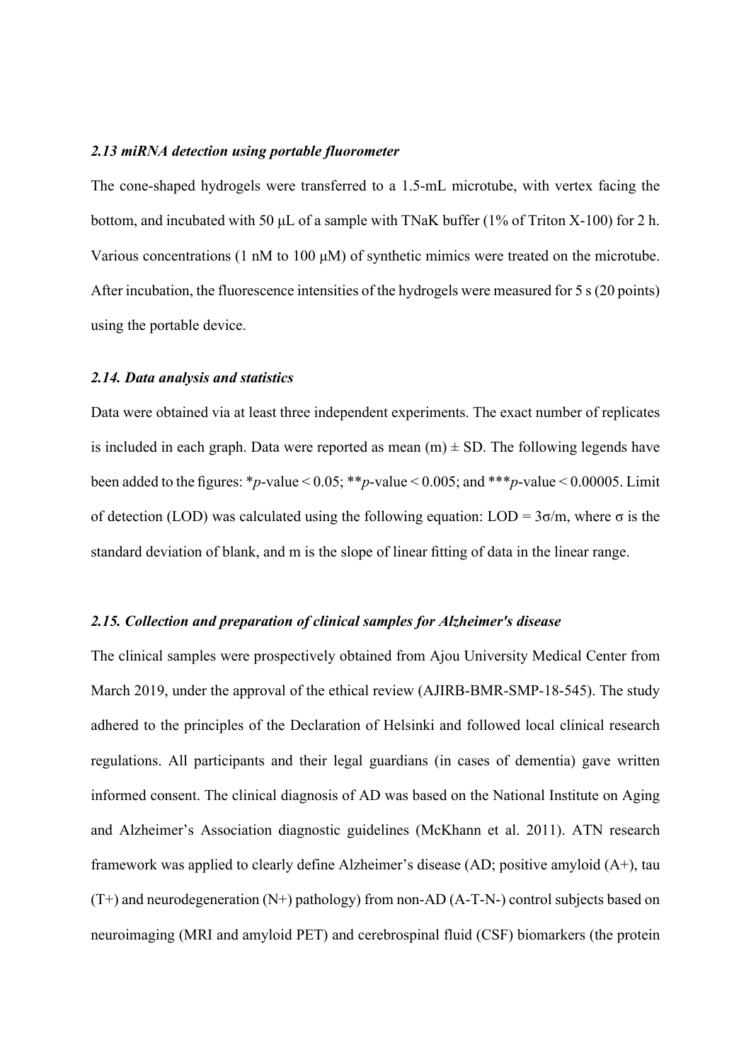### *2.13 miRNA detection using portable fluorometer*

The cone-shaped hydrogels were transferred to a 1.5-mL microtube, with vertex facing the bottom, and incubated with 50 μL of a sample with TNaK buffer (1% of Triton X-100) for 2 h. Various concentrations (1 nM to 100 μM) of synthetic mimics were treated on the microtube. After incubation, the fluorescence intensities of the hydrogels were measured for 5 s (20 points) using the portable device.

### *2.14. Data analysis and statistics*

Data were obtained via at least three independent experiments. The exact number of replicates is included in each graph. Data were reported as mean (m) ± SD. The following legends have been added to the figures: \*$p$-value < 0.05; \*\*$p$-value < 0.005; and \*\*\*$p$-value < 0.00005. Limit of detection (LOD) was calculated using the following equation: $LOD = 3\sigma/m$, where $\sigma$ is the standard deviation of blank, and m is the slope of linear fitting of data in the linear range.

### *2.15. Collection and preparation of clinical samples for Alzheimer's disease*

The clinical samples were prospectively obtained from Ajou University Medical Center from March 2019, under the approval of the ethical review (AJIRB-BMR-SMP-18-545). The study adhered to the principles of the Declaration of Helsinki and followed local clinical research regulations. All participants and their legal guardians (in cases of dementia) gave written informed consent. The clinical diagnosis of AD was based on the National Institute on Aging and Alzheimer's Association diagnostic guidelines (McKhann et al. 2011). ATN research framework was applied to clearly define Alzheimer's disease (AD; positive amyloid (A+), tau (T+) and neurodegeneration (N+) pathology) from non-AD (A-T-N-) control subjects based on neuroimaging (MRI and amyloid PET) and cerebrospinal fluid (CSF) biomarkers (the protein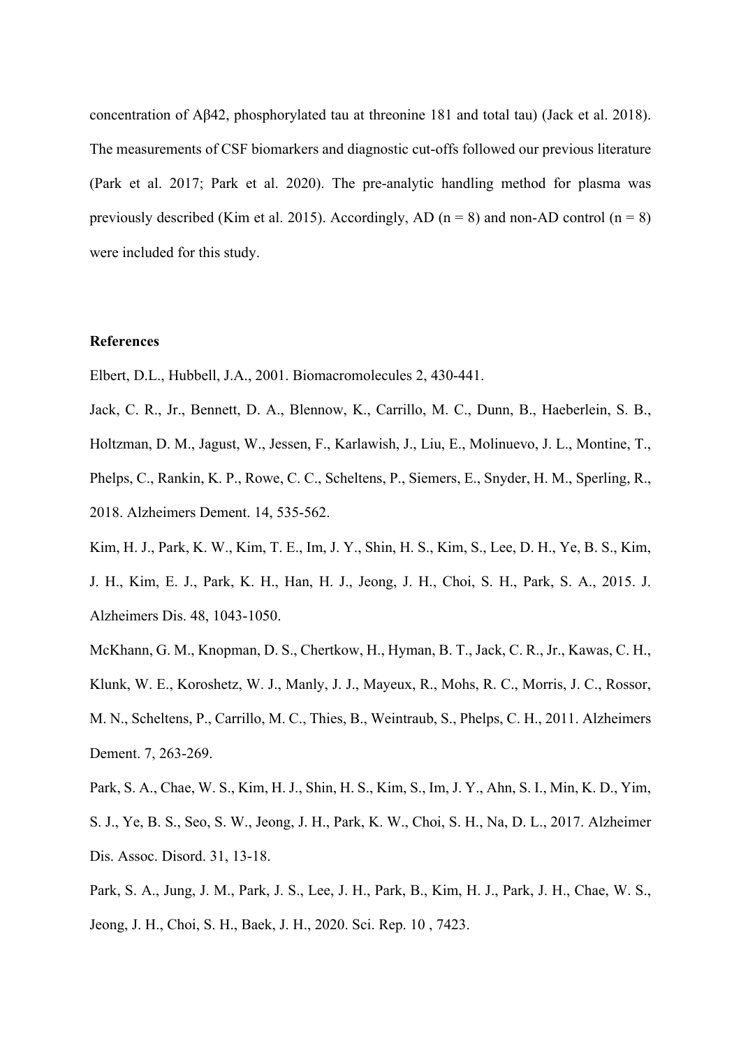concentration of Aβ42, phosphorylated tau at threonine 181 and total tau) (Jack et al. 2018). The measurements of CSF biomarkers and diagnostic cut-offs followed our previous literature (Park et al. 2017; Park et al. 2020). The pre-analytic handling method for plasma was previously described (Kim et al. 2015). Accordingly, AD (n = 8) and non-AD control (n = 8) were included for this study.

**References**

Elbert, D.L., Hubbell, J.A., 2001. Biomacromolecules 2, 430-441.

Jack, C. R., Jr., Bennett, D. A., Blennow, K., Carrillo, M. C., Dunn, B., Haeberlein, S. B., Holtzman, D. M., Jagust, W., Jessen, F., Karlawish, J., Liu, E., Molinuevo, J. L., Montine, T., Phelps, C., Rankin, K. P., Rowe, C. C., Scheltens, P., Siemers, E., Snyder, H. M., Sperling, R., 2018. Alzheimers Dement. 14, 535-562.

Kim, H. J., Park, K. W., Kim, T. E., Im, J. Y., Shin, H. S., Kim, S., Lee, D. H., Ye, B. S., Kim, J. H., Kim, E. J., Park, K. H., Han, H. J., Jeong, J. H., Choi, S. H., Park, S. A., 2015. J. Alzheimers Dis. 48, 1043-1050.

McKhann, G. M., Knopman, D. S., Chertkow, H., Hyman, B. T., Jack, C. R., Jr., Kawas, C. H., Klunk, W. E., Koroshetz, W. J., Manly, J. J., Mayeux, R., Mohs, R. C., Morris, J. C., Rossor, M. N., Scheltens, P., Carrillo, M. C., Thies, B., Weintraub, S., Phelps, C. H., 2011. Alzheimers Dement. 7, 263-269.

Park, S. A., Chae, W. S., Kim, H. J., Shin, H. S., Kim, S., Im, J. Y., Ahn, S. I., Min, K. D., Yim, S. J., Ye, B. S., Seo, S. W., Jeong, J. H., Park, K. W., Choi, S. H., Na, D. L., 2017. Alzheimer Dis. Assoc. Disord. 31, 13-18.

Park, S. A., Jung, J. M., Park, J. S., Lee, J. H., Park, B., Kim, H. J., Park, J. H., Chae, W. S., Jeong, J. H., Choi, S. H., Baek, J. H., 2020. Sci. Rep. 10 , 7423.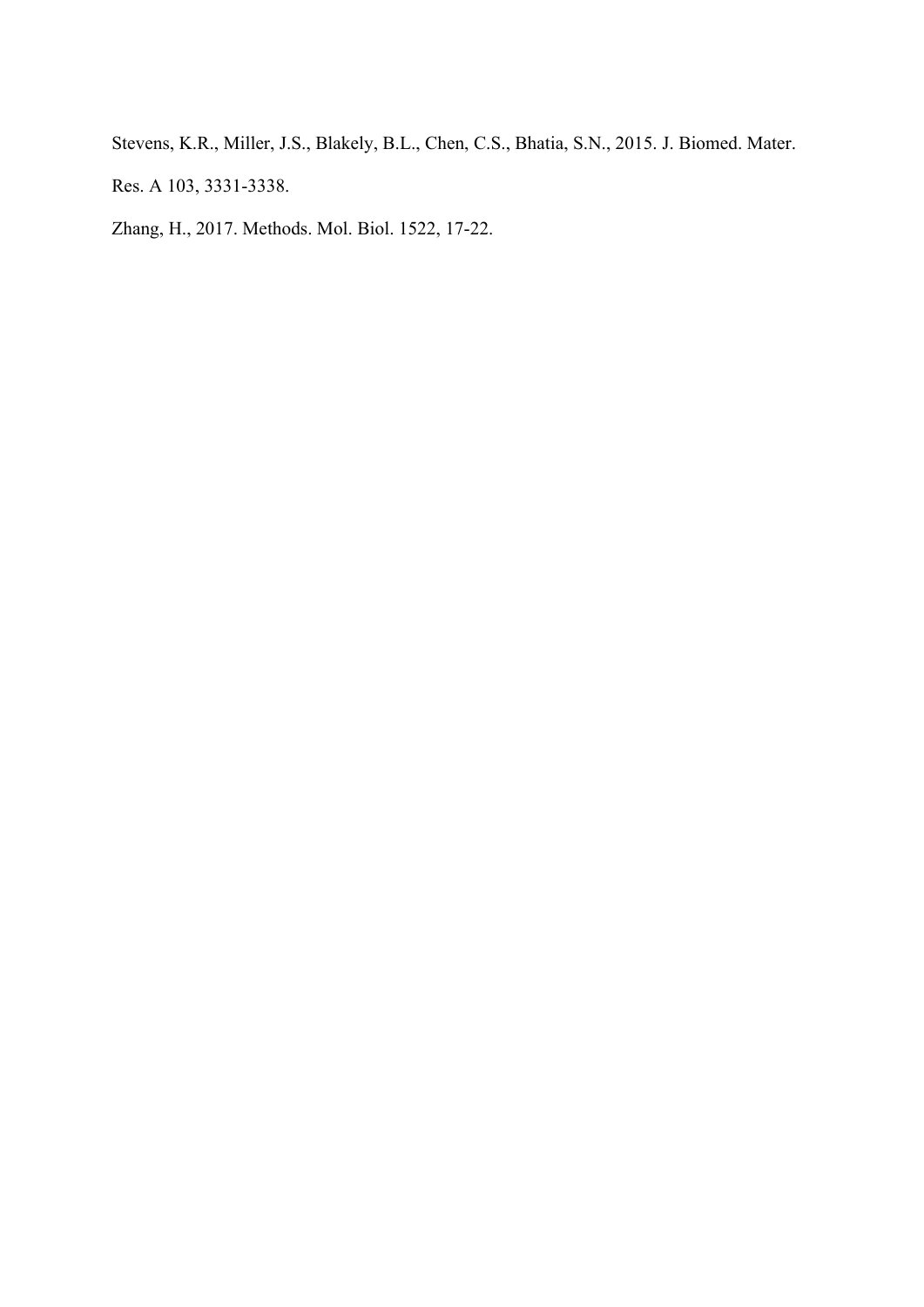Stevens, K.R., Miller, J.S., Blakely, B.L., Chen, C.S., Bhatia, S.N., 2015. J. Biomed. Mater. Res. A 103, 3331-3338.

Zhang, H., 2017. Methods. Mol. Biol. 1522, 17-22.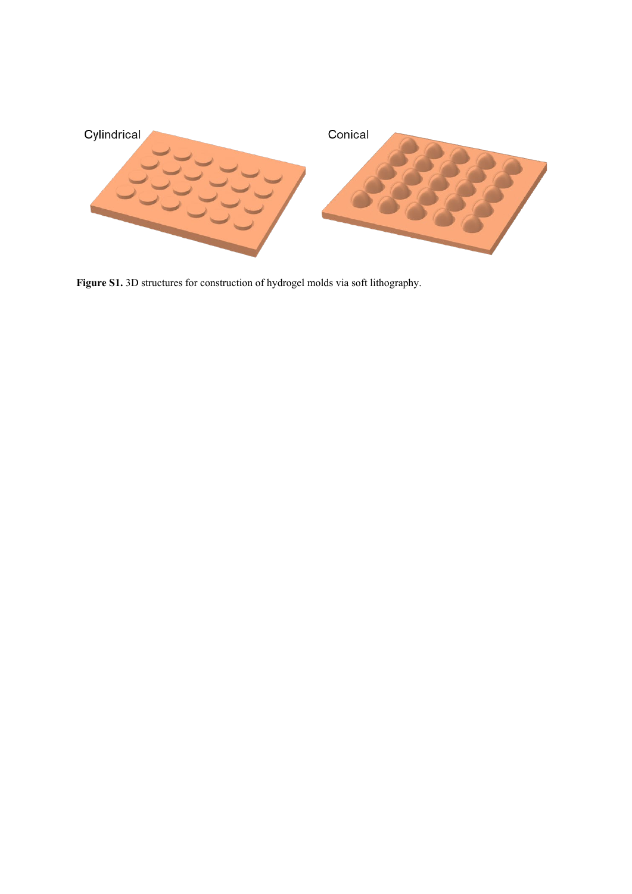**Figure S1.** 3D structures for construction of hydrogel molds via soft lithography.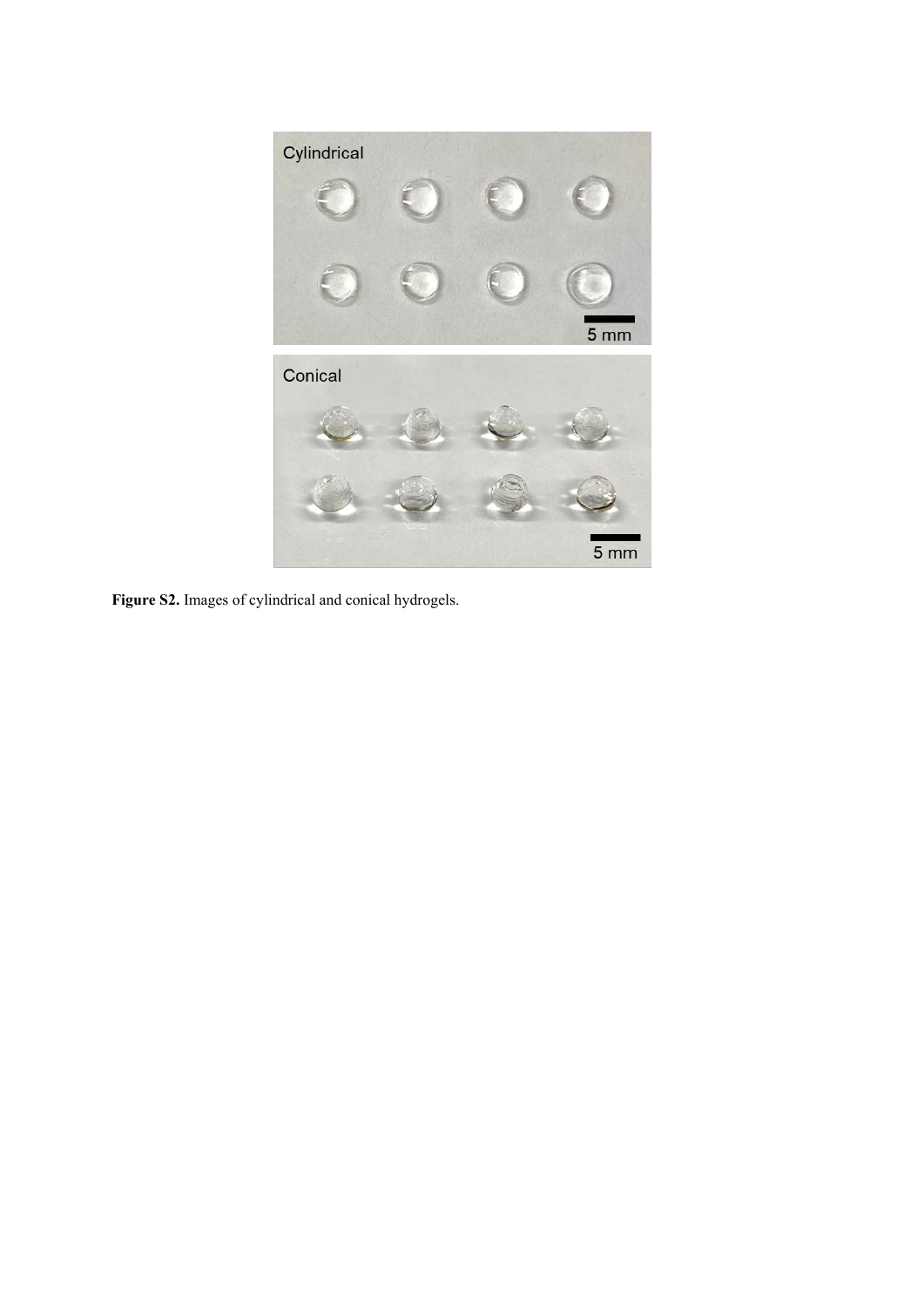**Figure S2.** Images of cylindrical and conical hydrogels.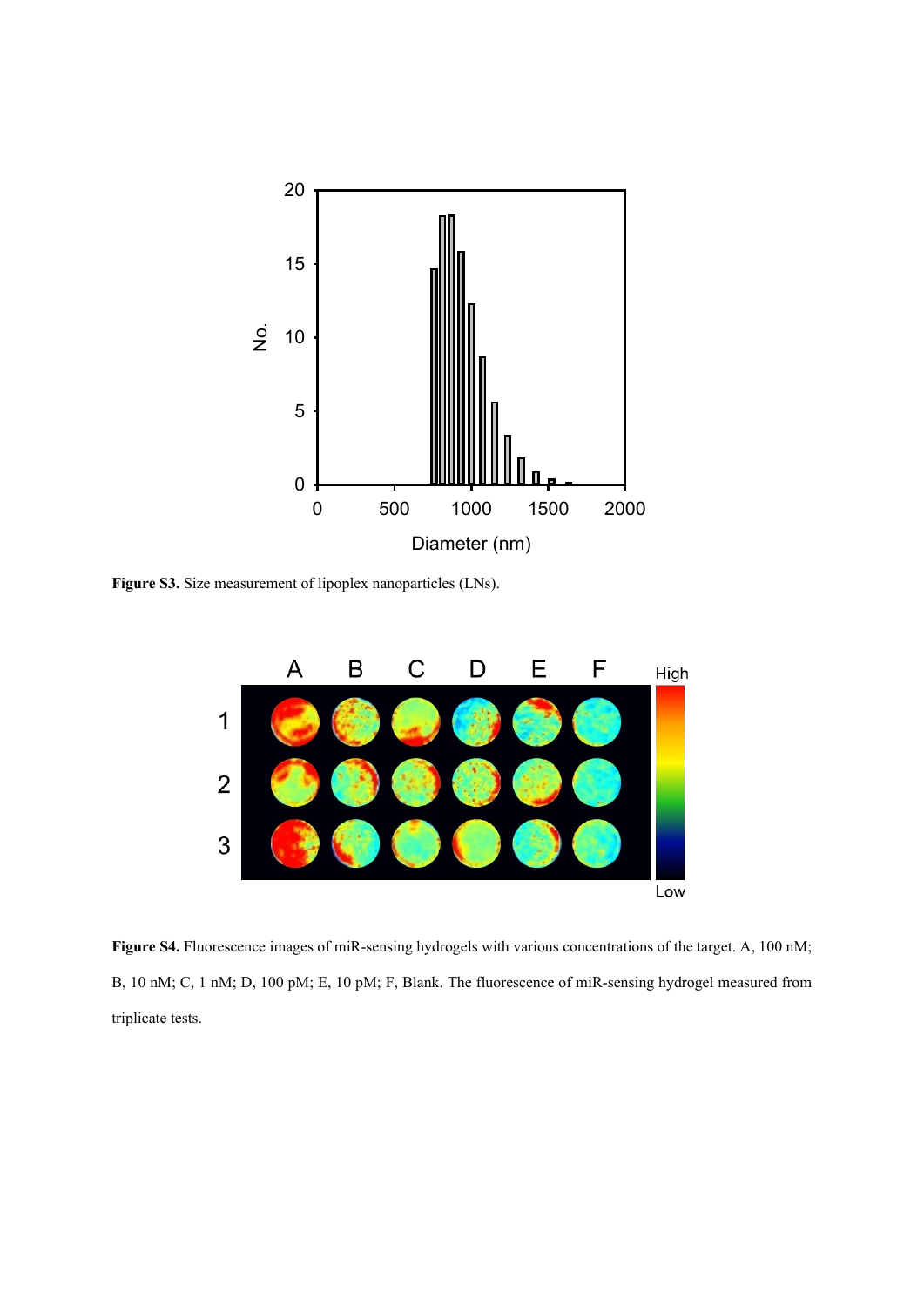**Figure S3.** Size measurement of lipoplex nanoparticles (LNs).

**Figure S4.** Fluorescence images of miR-sensing hydrogels with various concentrations of the target. A, 100 nM; B, 10 nM; C, 1 nM; D, 100 pM; E, 10 pM; F, Blank. The fluorescence of miR-sensing hydrogel measured from triplicate tests.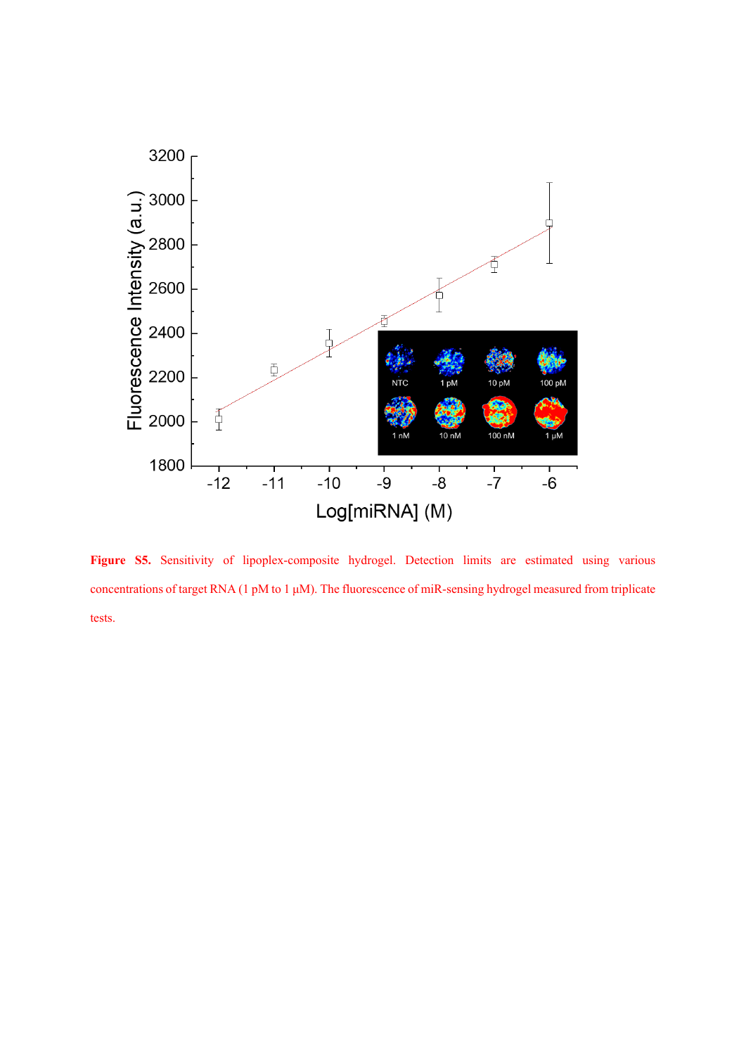**Figure S5.** Sensitivity of lipoplex-composite hydrogel. Detection limits are estimated using various concentrations of target RNA (1 pM to 1 μM). The fluorescence of miR-sensing hydrogel measured from triplicate tests.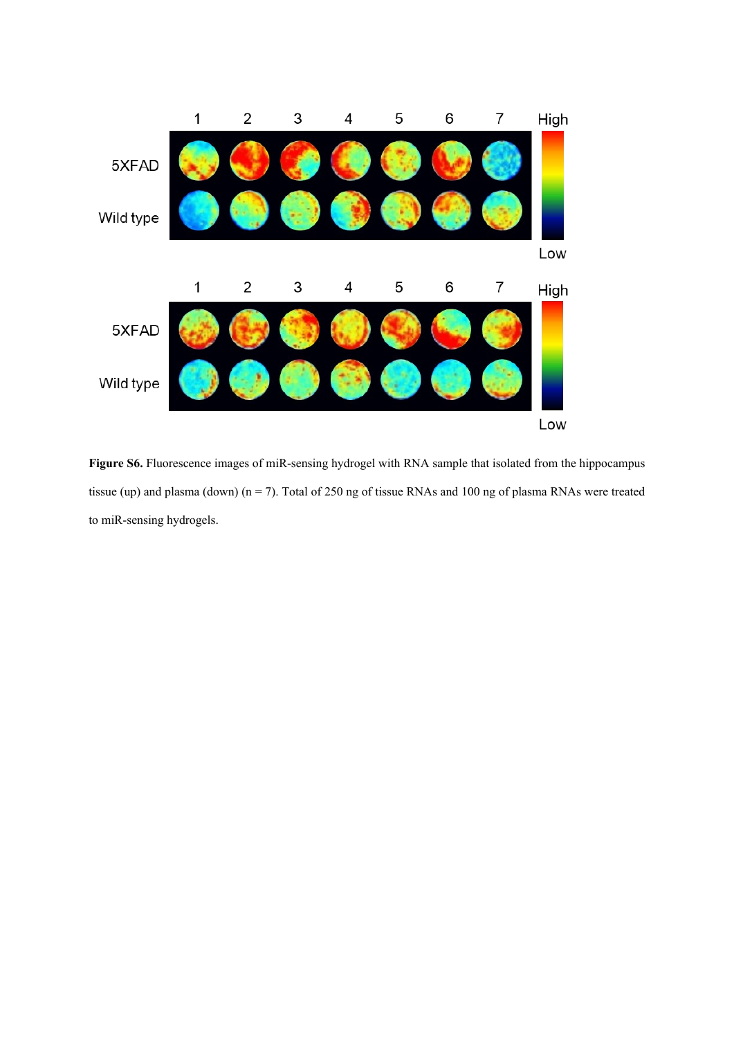**Figure S6.** Fluorescence images of miR-sensing hydrogel with RNA sample that isolated from the hippocampus tissue (up) and plasma (down) (n = 7). Total of 250 ng of tissue RNAs and 100 ng of plasma RNAs were treated to miR-sensing hydrogels.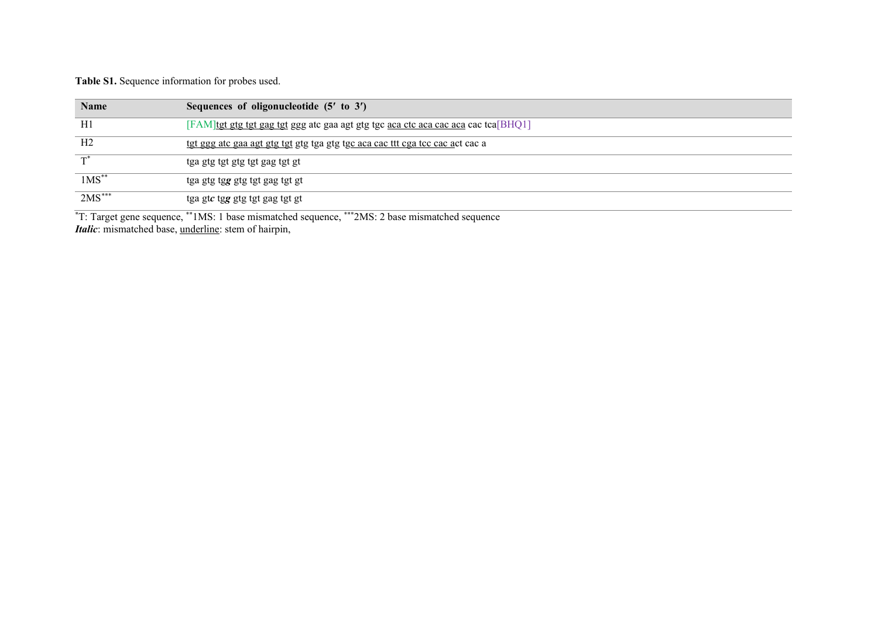**Table S1.** Sequence information for probes used.

| Name | Sequences of oligonucleotide (5′ to 3′) |
|---|---|
| H1 | [FAM]<u>tgt gtg tgt gag tgt</u> ggg atc gaa agt gtg tgc <u>aca ctc aca cac aca</u> cac tca[BHQ1] |
| H2 | <u>tgt ggg atc gaa agt gtg tgt</u> gtg tga gtg t<u>gc aca cac ttt cga tcc cac a</u>ct cac a |
| T[*] | tga gtg tgt gtg tgt gag tgt gt |
| 1MS[**] | tga gtg tg***g*** gtg tgt gag tgt gt |
| 2MS[***] | tga gt***c*** tg***g*** gtg tgt gag tgt gt |

[*]T: Target gene sequence, [**]1MS: 1 base mismatched sequence, [***]2MS: 2 base mismatched sequence
***Italic***: mismatched base, <u>underline</u>: stem of hairpin,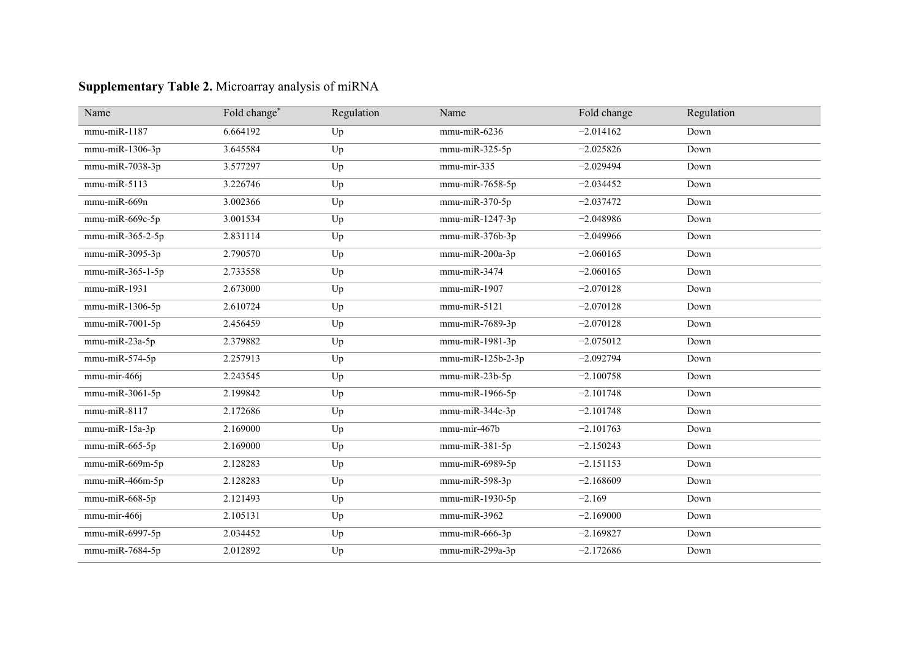**Supplementary Table 2.** Microarray analysis of miRNA

| Name | Fold change* | Regulation | Name | Fold change | Regulation |
|---|---|---|---|---|---|
| mmu-miR-1187 | 6.664192 | Up | mmu-miR-6236 | −2.014162 | Down |
| mmu-miR-1306-3p | 3.645584 | Up | mmu-miR-325-5p | −2.025826 | Down |
| mmu-miR-7038-3p | 3.577297 | Up | mmu-mir-335 | −2.029494 | Down |
| mmu-miR-5113 | 3.226746 | Up | mmu-miR-7658-5p | −2.034452 | Down |
| mmu-miR-669n | 3.002366 | Up | mmu-miR-370-5p | −2.037472 | Down |
| mmu-miR-669c-5p | 3.001534 | Up | mmu-miR-1247-3p | −2.048986 | Down |
| mmu-miR-365-2-5p | 2.831114 | Up | mmu-miR-376b-3p | −2.049966 | Down |
| mmu-miR-3095-3p | 2.790570 | Up | mmu-miR-200a-3p | −2.060165 | Down |
| mmu-miR-365-1-5p | 2.733558 | Up | mmu-miR-3474 | −2.060165 | Down |
| mmu-miR-1931 | 2.673000 | Up | mmu-miR-1907 | −2.070128 | Down |
| mmu-miR-1306-5p | 2.610724 | Up | mmu-miR-5121 | −2.070128 | Down |
| mmu-miR-7001-5p | 2.456459 | Up | mmu-miR-7689-3p | −2.070128 | Down |
| mmu-miR-23a-5p | 2.379882 | Up | mmu-miR-1981-3p | −2.075012 | Down |
| mmu-miR-574-5p | 2.257913 | Up | mmu-miR-125b-2-3p | −2.092794 | Down |
| mmu-mir-466j | 2.243545 | Up | mmu-miR-23b-5p | −2.100758 | Down |
| mmu-miR-3061-5p | 2.199842 | Up | mmu-miR-1966-5p | −2.101748 | Down |
| mmu-miR-8117 | 2.172686 | Up | mmu-miR-344c-3p | −2.101748 | Down |
| mmu-miR-15a-3p | 2.169000 | Up | mmu-mir-467b | −2.101763 | Down |
| mmu-miR-665-5p | 2.169000 | Up | mmu-miR-381-5p | −2.150243 | Down |
| mmu-miR-669m-5p | 2.128283 | Up | mmu-miR-6989-5p | −2.151153 | Down |
| mmu-miR-466m-5p | 2.128283 | Up | mmu-miR-598-3p | −2.168609 | Down |
| mmu-miR-668-5p | 2.121493 | Up | mmu-miR-1930-5p | −2.169 | Down |
| mmu-mir-466j | 2.105131 | Up | mmu-miR-3962 | −2.169000 | Down |
| mmu-miR-6997-5p | 2.034452 | Up | mmu-miR-666-3p | −2.169827 | Down |
| mmu-miR-7684-5p | 2.012892 | Up | mmu-miR-299a-3p | −2.172686 | Down |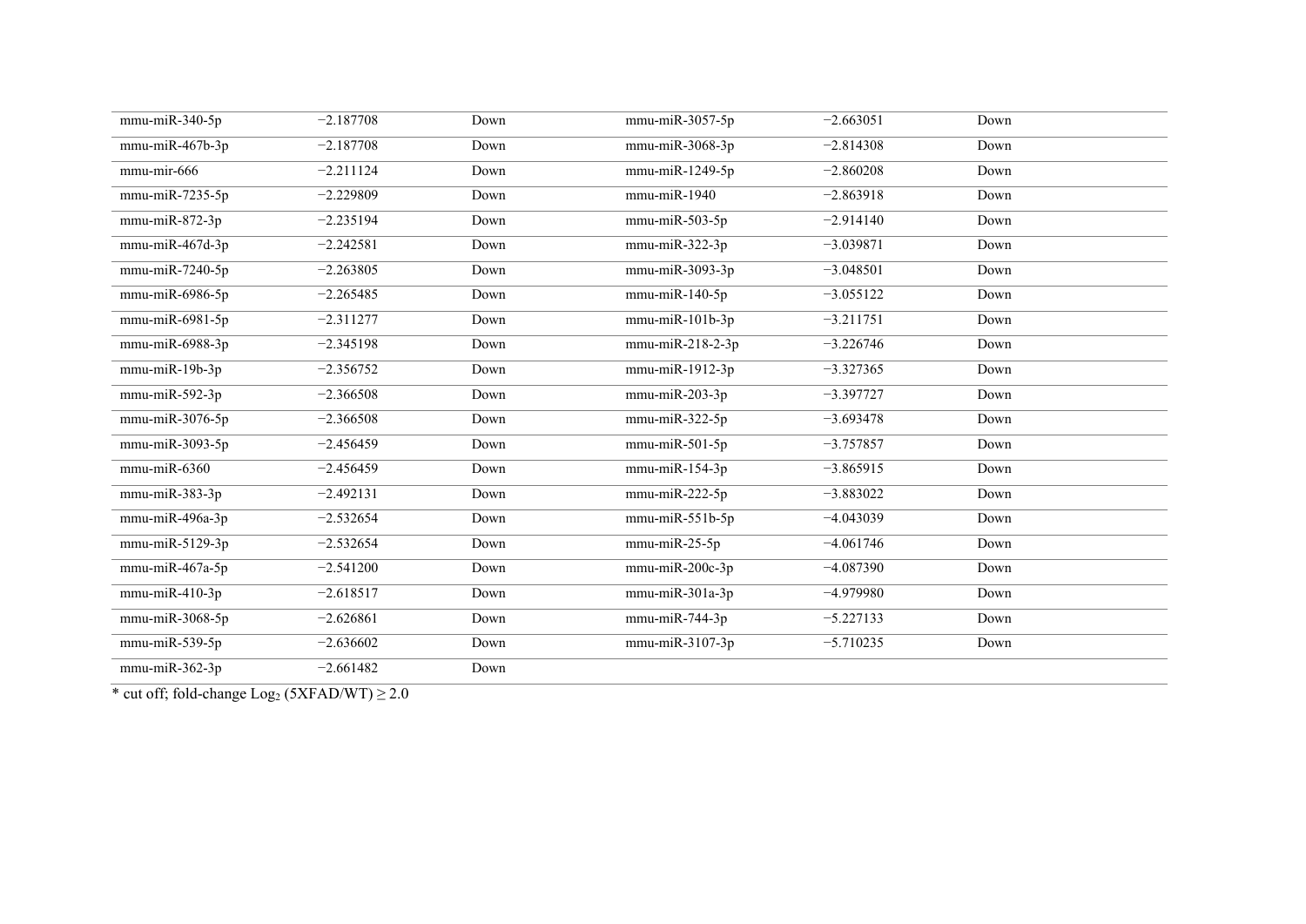| | | | | | |
|---|---|---|---|---|---|
| mmu-miR-340-5p | −2.187708 | Down | mmu-miR-3057-5p | −2.663051 | Down |
| mmu-miR-467b-3p | −2.187708 | Down | mmu-miR-3068-3p | −2.814308 | Down |
| mmu-mir-666 | −2.211124 | Down | mmu-miR-1249-5p | −2.860208 | Down |
| mmu-miR-7235-5p | −2.229809 | Down | mmu-miR-1940 | −2.863918 | Down |
| mmu-miR-872-3p | −2.235194 | Down | mmu-miR-503-5p | −2.914140 | Down |
| mmu-miR-467d-3p | −2.242581 | Down | mmu-miR-322-3p | −3.039871 | Down |
| mmu-miR-7240-5p | −2.263805 | Down | mmu-miR-3093-3p | −3.048501 | Down |
| mmu-miR-6986-5p | −2.265485 | Down | mmu-miR-140-5p | −3.055122 | Down |
| mmu-miR-6981-5p | −2.311277 | Down | mmu-miR-101b-3p | −3.211751 | Down |
| mmu-miR-6988-3p | −2.345198 | Down | mmu-miR-218-2-3p | −3.226746 | Down |
| mmu-miR-19b-3p | −2.356752 | Down | mmu-miR-1912-3p | −3.327365 | Down |
| mmu-miR-592-3p | −2.366508 | Down | mmu-miR-203-3p | −3.397727 | Down |
| mmu-miR-3076-5p | −2.366508 | Down | mmu-miR-322-5p | −3.693478 | Down |
| mmu-miR-3093-5p | −2.456459 | Down | mmu-miR-501-5p | −3.757857 | Down |
| mmu-miR-6360 | −2.456459 | Down | mmu-miR-154-3p | −3.865915 | Down |
| mmu-miR-383-3p | −2.492131 | Down | mmu-miR-222-5p | −3.883022 | Down |
| mmu-miR-496a-3p | −2.532654 | Down | mmu-miR-551b-5p | −4.043039 | Down |
| mmu-miR-5129-3p | −2.532654 | Down | mmu-miR-25-5p | −4.061746 | Down |
| mmu-miR-467a-5p | −2.541200 | Down | mmu-miR-200c-3p | −4.087390 | Down |
| mmu-miR-410-3p | −2.618517 | Down | mmu-miR-301a-3p | −4.979980 | Down |
| mmu-miR-3068-5p | −2.626861 | Down | mmu-miR-744-3p | −5.227133 | Down |
| mmu-miR-539-5p | −2.636602 | Down | mmu-miR-3107-3p | −5.710235 | Down |
| mmu-miR-362-3p | −2.661482 | Down | | | |

* cut off; fold-change $Log_2$ (5XFAD/WT) ≥ 2.0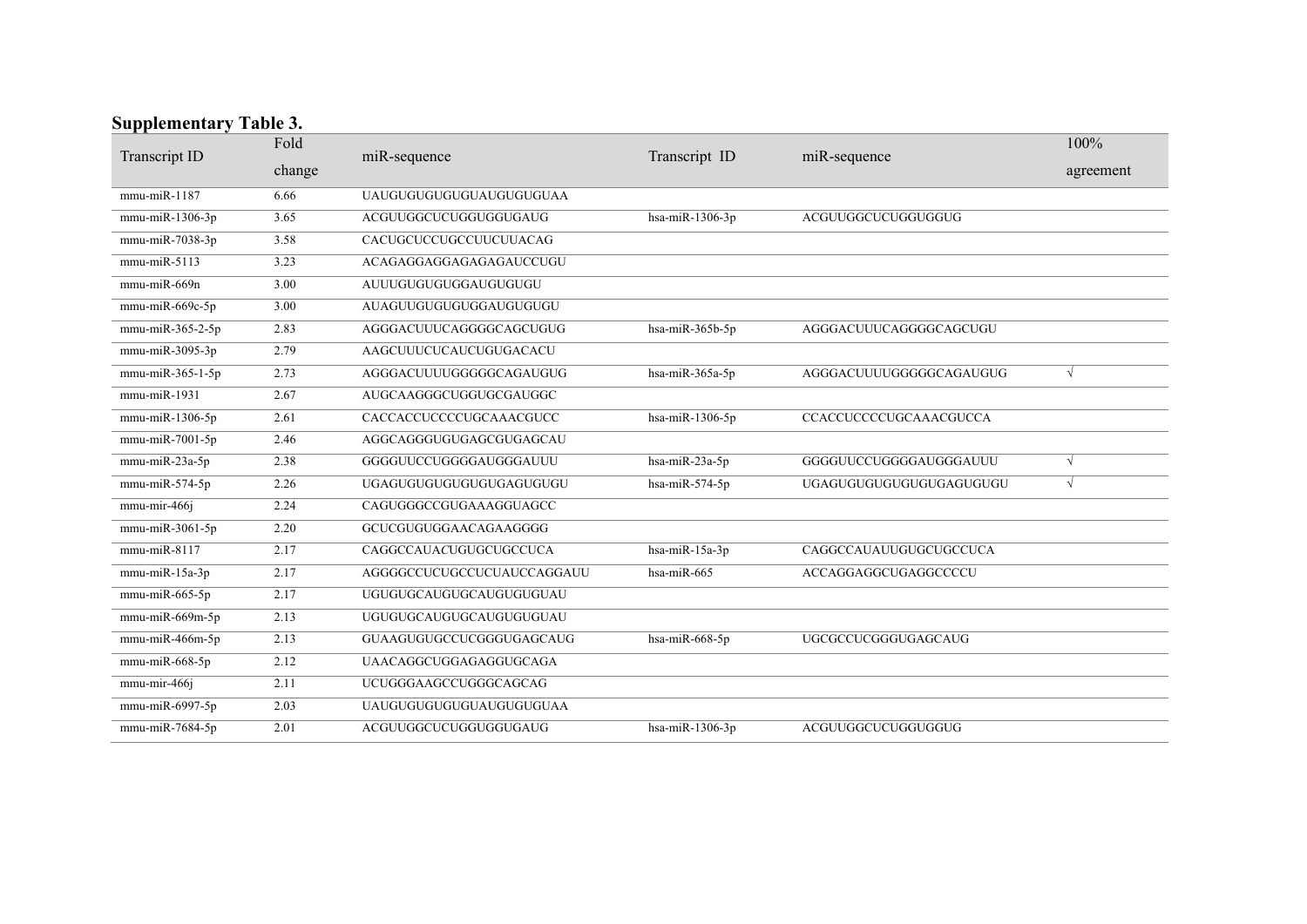**Supplementary Table 3.**

| Transcript ID | Fold change | miR-sequence | Transcript ID | miR-sequence | 100% agreement |
|---|---|---|---|---|---|
| mmu-miR-1187 | 6.66 | UAUGUGUGUGUGUAUGUGUGUAA | | | |
| mmu-miR-1306-3p | 3.65 | ACGUUGGCUCUGGUGGUGAUG | hsa-miR-1306-3p | ACGUUGGCUCUGGUGGUG | |
| mmu-miR-7038-3p | 3.58 | CACUGCUCCUGCCUUCUUACAG | | | |
| mmu-miR-5113 | 3.23 | ACAGAGGAGGAGAGAGAUCCUGU | | | |
| mmu-miR-669n | 3.00 | AUUUGUGUGUGGAUGUGUGU | | | |
| mmu-miR-669c-5p | 3.00 | AUAGUUGUGUGUGGAUGUGUGU | | | |
| mmu-miR-365-2-5p | 2.83 | AGGGACUUUCAGGGGCAGCUGUG | hsa-miR-365b-5p | AGGGACUUUCAGGGGCAGCUGU | |
| mmu-miR-3095-3p | 2.79 | AAGCUUUCUCAUCUGUGACACU | | | |
| mmu-miR-365-1-5p | 2.73 | AGGGACUUUUGGGGGCAGAUGUG | hsa-miR-365a-5p | AGGGACUUUUGGGGGCAGAUGUG | √ |
| mmu-miR-1931 | 2.67 | AUGCAAGGGCUGGUGCGAUGGC | | | |
| mmu-miR-1306-5p | 2.61 | CACCACCUCCCCUGCAAACGUCC | hsa-miR-1306-5p | CCACCUCCCCUGCAAACGUCCA | |
| mmu-miR-7001-5p | 2.46 | AGGCAGGGUGUGAGCGUGAGCAU | | | |
| mmu-miR-23a-5p | 2.38 | GGGGUUCCUGGGGAUGGGAUUU | hsa-miR-23a-5p | GGGGUUCCUGGGGAUGGGAUUU | √ |
| mmu-miR-574-5p | 2.26 | UGAGUGUGUGUGUGUGAGUGUGU | hsa-miR-574-5p | UGAGUGUGUGUGUGUGAGUGUGU | √ |
| mmu-mir-466j | 2.24 | CAGUGGGCCGUGAAAGGUAGCC | | | |
| mmu-miR-3061-5p | 2.20 | GCUCGUGUGGAACAGAAGGGG | | | |
| mmu-miR-8117 | 2.17 | CAGGCCAUACUGUGCUGCCUCA | hsa-miR-15a-3p | CAGGCCAUAUUGUGCUGCCUCA | |
| mmu-miR-15a-3p | 2.17 | AGGGGCCUCUGCCUCUAUCCAGGAUU | hsa-miR-665 | ACCAGGAGGCUGAGGCCCCU | |
| mmu-miR-665-5p | 2.17 | UGUGUGCAUGUGCAUGUGUGUAU | | | |
| mmu-miR-669m-5p | 2.13 | UGUGUGCAUGUGCAUGUGUGUAU | | | |
| mmu-miR-466m-5p | 2.13 | GUAAGUGUGCCUCGGGUGAGCAUG | hsa-miR-668-5p | UGCGCCUCGGGUGAGCAUG | |
| mmu-miR-668-5p | 2.12 | UAACAGGCUGGAGAGGUGCAGA | | | |
| mmu-mir-466j | 2.11 | UCUGGGAAGCCUGGGCAGCAG | | | |
| mmu-miR-6997-5p | 2.03 | UAUGUGUGUGUGUAUGUGUGUAA | | | |
| mmu-miR-7684-5p | 2.01 | ACGUUGGCUCUGGUGGUGAUG | hsa-miR-1306-3p | ACGUUGGCUCUGGUGGUG | |